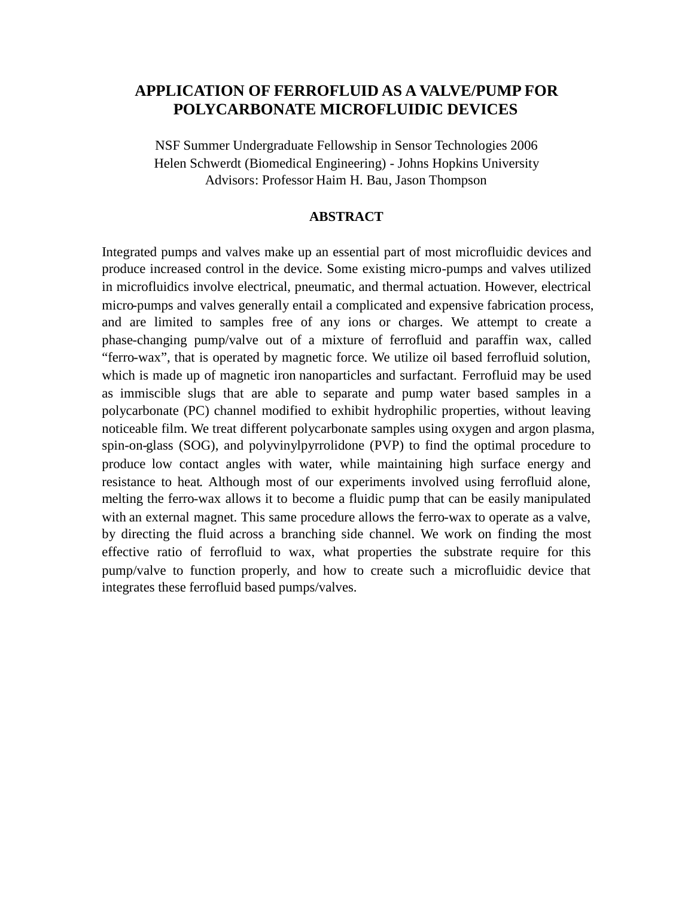# APPLICATION OF FERROFLUID AS A VALVE/PUMP FOR POLYCARBONATE MICROFLUIDIC DEVICES

NSF Summer Undergraduate Fellowship in Sensor Technologies 2006
Helen Schwerdt (Biomedical Engineering) - Johns Hopkins University
Advisors: Professor Haim H. Bau, Jason Thompson

## ABSTRACT

Integrated pumps and valves make up an essential part of most microfluidic devices and produce increased control in the device. Some existing micro-pumps and valves utilized in microfluidics involve electrical, pneumatic, and thermal actuation. However, electrical micro-pumps and valves generally entail a complicated and expensive fabrication process, and are limited to samples free of any ions or charges. We attempt to create a phase-changing pump/valve out of a mixture of ferrofluid and paraffin wax, called "ferro-wax", that is operated by magnetic force. We utilize oil based ferrofluid solution, which is made up of magnetic iron nanoparticles and surfactant. Ferrofluid may be used as immiscible slugs that are able to separate and pump water based samples in a polycarbonate (PC) channel modified to exhibit hydrophilic properties, without leaving noticeable film. We treat different polycarbonate samples using oxygen and argon plasma, spin-on-glass (SOG), and polyvinylpyrrolidone (PVP) to find the optimal procedure to produce low contact angles with water, while maintaining high surface energy and resistance to heat. Although most of our experiments involved using ferrofluid alone, melting the ferro-wax allows it to become a fluidic pump that can be easily manipulated with an external magnet. This same procedure allows the ferro-wax to operate as a valve, by directing the fluid across a branching side channel. We work on finding the most effective ratio of ferrofluid to wax, what properties the substrate require for this pump/valve to function properly, and how to create such a microfluidic device that integrates these ferrofluid based pumps/valves.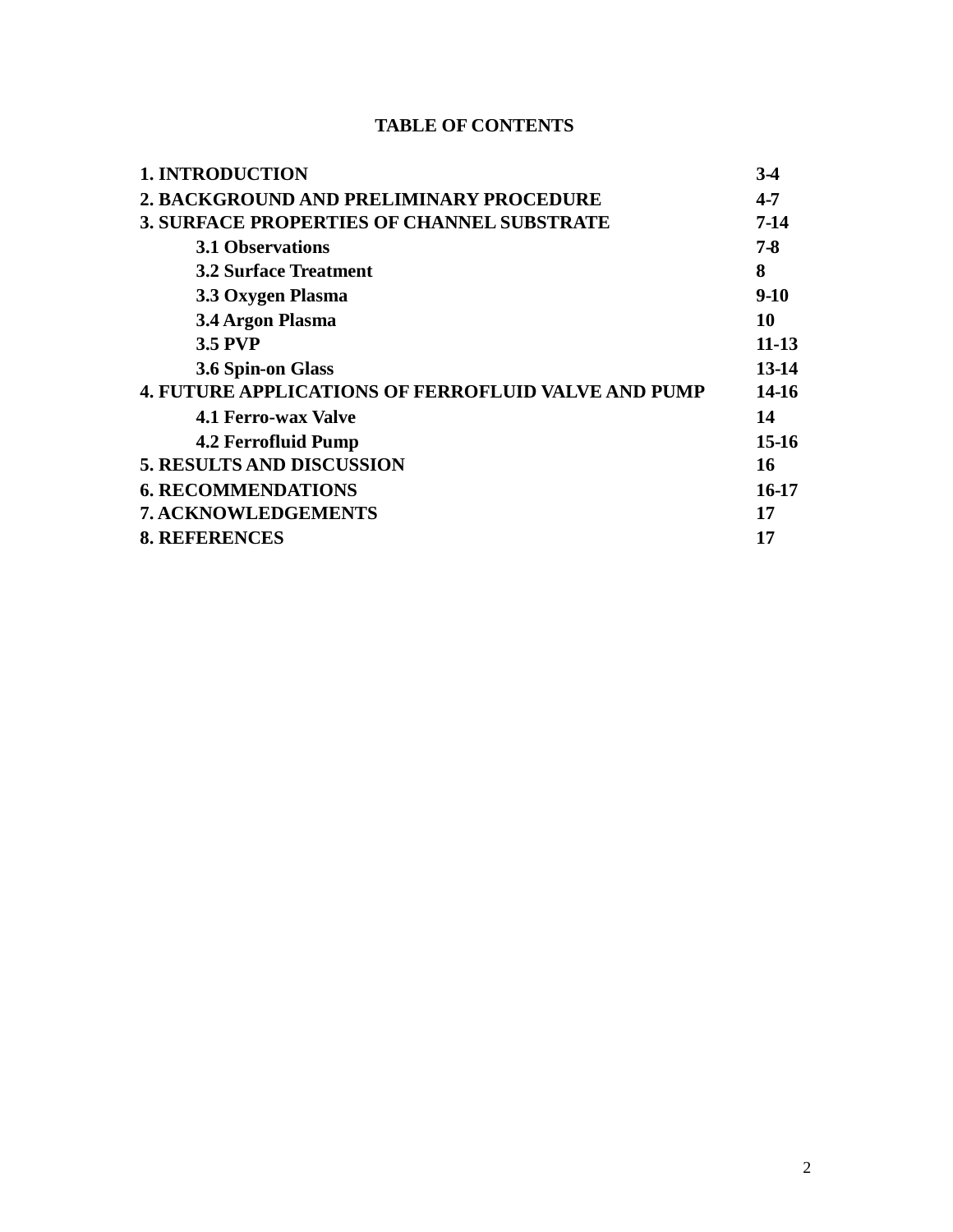**TABLE OF CONTENTS**

| | |
|---|---|
| **1. INTRODUCTION** | **3-4** |
| **2. BACKGROUND AND PRELIMINARY PROCEDURE** | **4-7** |
| **3. SURFACE PROPERTIES OF CHANNEL SUBSTRATE** | **7-14** |
| &nbsp;&nbsp;&nbsp;&nbsp;**3.1 Observations** | **7-8** |
| &nbsp;&nbsp;&nbsp;&nbsp;**3.2 Surface Treatment** | **8** |
| &nbsp;&nbsp;&nbsp;&nbsp;**3.3 Oxygen Plasma** | **9-10** |
| &nbsp;&nbsp;&nbsp;&nbsp;**3.4 Argon Plasma** | **10** |
| &nbsp;&nbsp;&nbsp;&nbsp;**3.5 PVP** | **11-13** |
| &nbsp;&nbsp;&nbsp;&nbsp;**3.6 Spin-on Glass** | **13-14** |
| **4. FUTURE APPLICATIONS OF FERROFLUID VALVE AND PUMP** | **14-16** |
| &nbsp;&nbsp;&nbsp;&nbsp;**4.1 Ferro-wax Valve** | **14** |
| &nbsp;&nbsp;&nbsp;&nbsp;**4.2 Ferrofluid Pump** | **15-16** |
| **5. RESULTS AND DISCUSSION** | **16** |
| **6. RECOMMENDATIONS** | **16-17** |
| **7. ACKNOWLEDGEMENTS** | **17** |
| **8. REFERENCES** | **17** |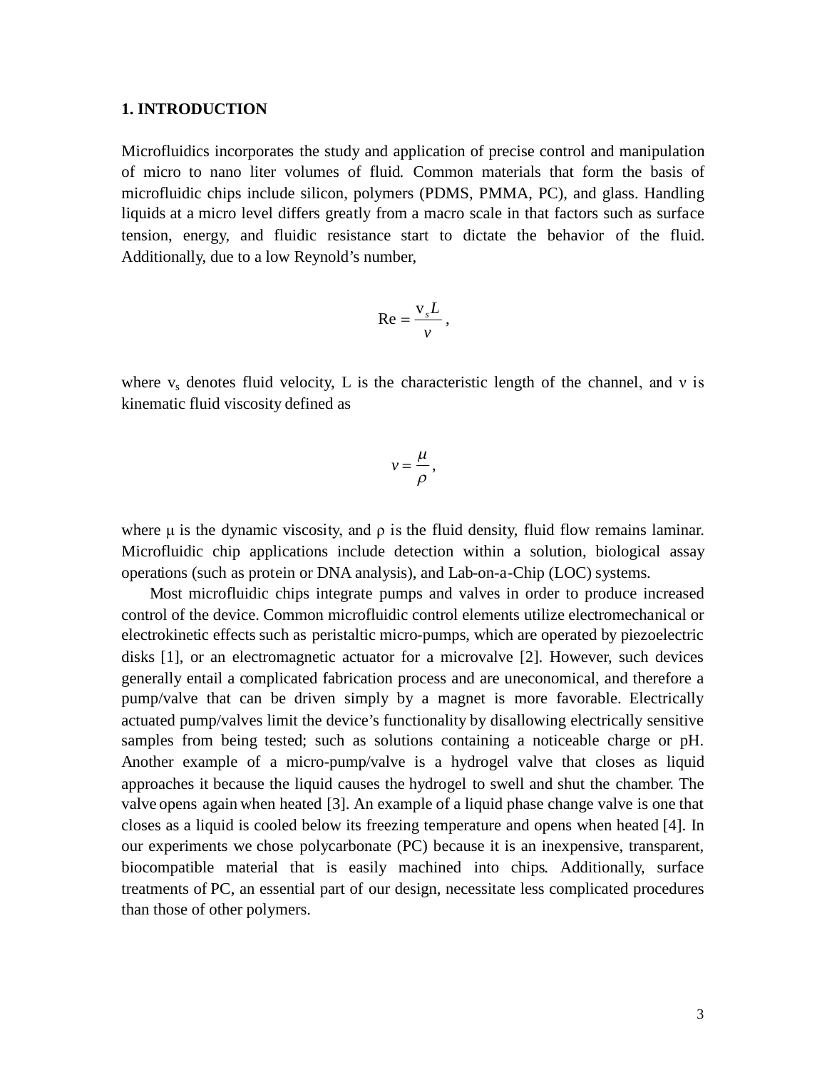## 1. INTRODUCTION

Microfluidics incorporates the study and application of precise control and manipulation of micro to nano liter volumes of fluid. Common materials that form the basis of microfluidic chips include silicon, polymers (PDMS, PMMA, PC), and glass. Handling liquids at a micro level differs greatly from a macro scale in that factors such as surface tension, energy, and fluidic resistance start to dictate the behavior of the fluid. Additionally, due to a low Reynold's number,

$$\mathrm{Re} = \frac{\mathrm{v}_s L}{\nu},$$

where $\mathrm{v}_s$ denotes fluid velocity, L is the characteristic length of the channel, and $\nu$ is kinematic fluid viscosity defined as

$$\nu = \frac{\mu}{\rho},$$

where $\mu$ is the dynamic viscosity, and $\rho$ is the fluid density, fluid flow remains laminar. Microfluidic chip applications include detection within a solution, biological assay operations (such as protein or DNA analysis), and Lab-on-a-Chip (LOC) systems.

Most microfluidic chips integrate pumps and valves in order to produce increased control of the device. Common microfluidic control elements utilize electromechanical or electrokinetic effects such as peristaltic micro-pumps, which are operated by piezoelectric disks [1], or an electromagnetic actuator for a microvalve [2]. However, such devices generally entail a complicated fabrication process and are uneconomical, and therefore a pump/valve that can be driven simply by a magnet is more favorable. Electrically actuated pump/valves limit the device's functionality by disallowing electrically sensitive samples from being tested; such as solutions containing a noticeable charge or pH. Another example of a micro-pump/valve is a hydrogel valve that closes as liquid approaches it because the liquid causes the hydrogel to swell and shut the chamber. The valve opens again when heated [3]. An example of a liquid phase change valve is one that closes as a liquid is cooled below its freezing temperature and opens when heated [4]. In our experiments we chose polycarbonate (PC) because it is an inexpensive, transparent, biocompatible material that is easily machined into chips. Additionally, surface treatments of PC, an essential part of our design, necessitate less complicated procedures than those of other polymers.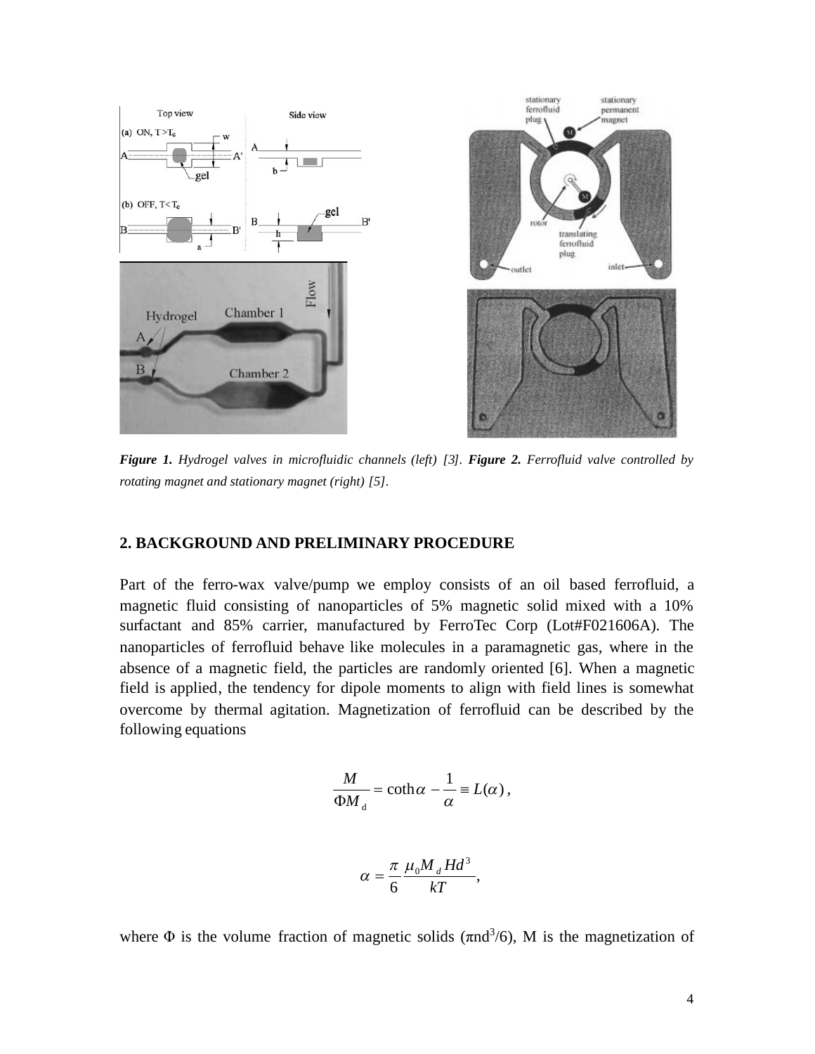*Figure 1. Hydrogel valves in microfluidic channels (left) [3]. Figure 2. Ferrofluid valve controlled by rotating magnet and stationary magnet (right) [5].*

## 2. BACKGROUND AND PRELIMINARY PROCEDURE

Part of the ferro-wax valve/pump we employ consists of an oil based ferrofluid, a magnetic fluid consisting of nanoparticles of 5% magnetic solid mixed with a 10% surfactant and 85% carrier, manufactured by FerroTec Corp (Lot#F021606A). The nanoparticles of ferrofluid behave like molecules in a paramagnetic gas, where in the absence of a magnetic field, the particles are randomly oriented [6]. When a magnetic field is applied, the tendency for dipole moments to align with field lines is somewhat overcome by thermal agitation. Magnetization of ferrofluid can be described by the following equations

$$\frac{M}{\Phi M_{\mathrm{d}}} = \coth\alpha - \frac{1}{\alpha} \equiv L(\alpha)\,,$$

$$\alpha = \frac{\pi}{6}\frac{\mu_0 M_d H d^3}{kT},$$

where $\Phi$ is the volume fraction of magnetic solids ($\pi n d^3/6$), M is the magnetization of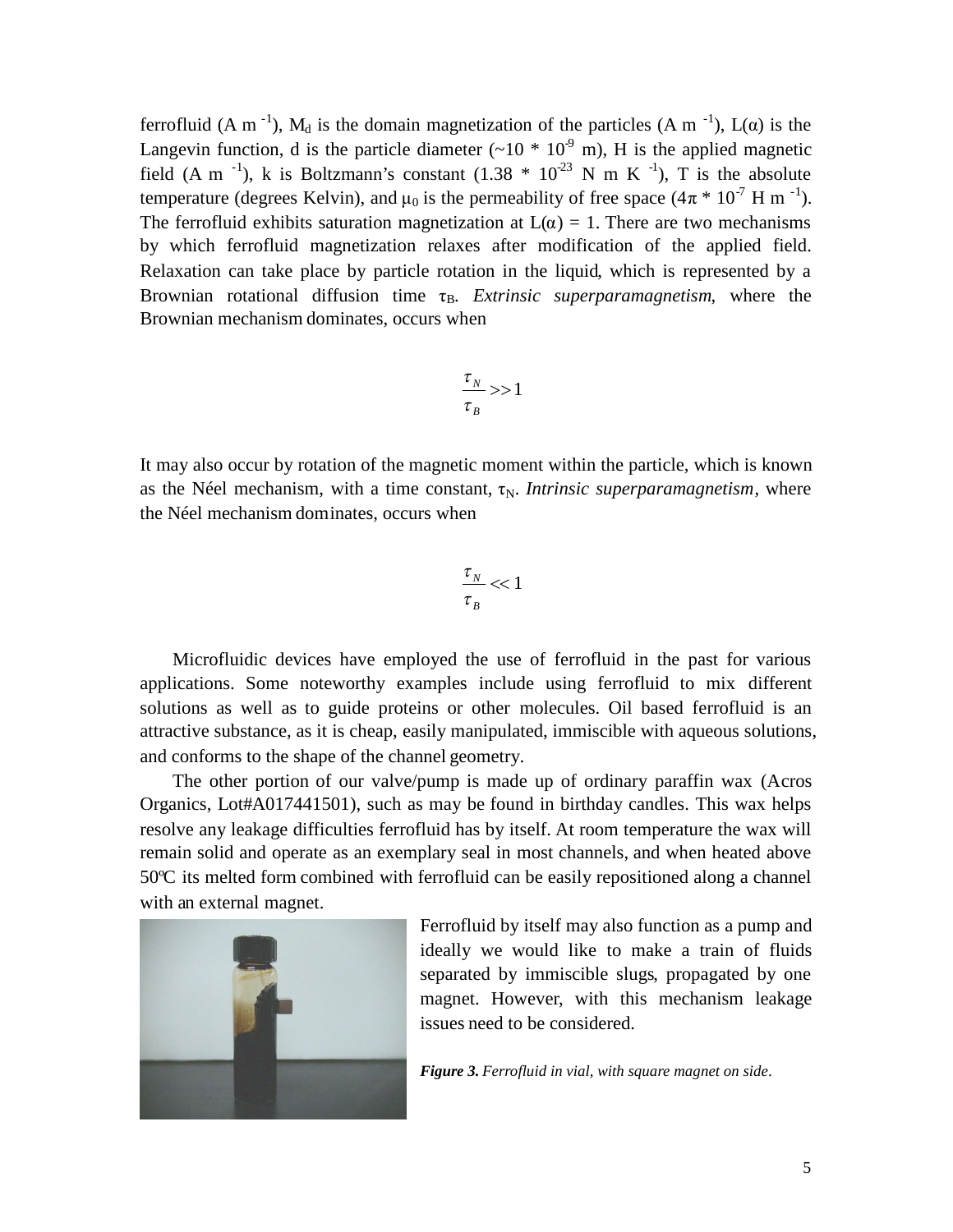ferrofluid (A m $^{-1}$), $M_d$ is the domain magnetization of the particles (A m $^{-1}$), $L(\alpha)$ is the Langevin function, d is the particle diameter ($\sim 10 * 10^{-9}$ m), H is the applied magnetic field (A m $^{-1}$), k is Boltzmann's constant ($1.38 * 10^{-23}$ N m K $^{-1}$), T is the absolute temperature (degrees Kelvin), and $\mu_0$ is the permeability of free space ($4\pi * 10^{-7}$ H m $^{-1}$). The ferrofluid exhibits saturation magnetization at $L(\alpha) = 1$. There are two mechanisms by which ferrofluid magnetization relaxes after modification of the applied field. Relaxation can take place by particle rotation in the liquid, which is represented by a Brownian rotational diffusion time $\tau_B$. *Extrinsic superparamagnetism*, where the Brownian mechanism dominates, occurs when

$$\frac{\tau_N}{\tau_B} >> 1$$

It may also occur by rotation of the magnetic moment within the particle, which is known as the Néel mechanism, with a time constant, $\tau_N$. *Intrinsic superparamagnetism*, where the Néel mechanism dominates, occurs when

$$\frac{\tau_N}{\tau_B} << 1$$

Microfluidic devices have employed the use of ferrofluid in the past for various applications. Some noteworthy examples include using ferrofluid to mix different solutions as well as to guide proteins or other molecules. Oil based ferrofluid is an attractive substance, as it is cheap, easily manipulated, immiscible with aqueous solutions, and conforms to the shape of the channel geometry.

The other portion of our valve/pump is made up of ordinary paraffin wax (Acros Organics, Lot#A017441501), such as may be found in birthday candles. This wax helps resolve any leakage difficulties ferrofluid has by itself. At room temperature the wax will remain solid and operate as an exemplary seal in most channels, and when heated above 50ºC its melted form combined with ferrofluid can be easily repositioned along a channel with an external magnet.

Ferrofluid by itself may also function as a pump and ideally we would like to make a train of fluids separated by immiscible slugs, propagated by one magnet. However, with this mechanism leakage issues need to be considered.

***Figure 3.*** *Ferrofluid in vial, with square magnet on side.*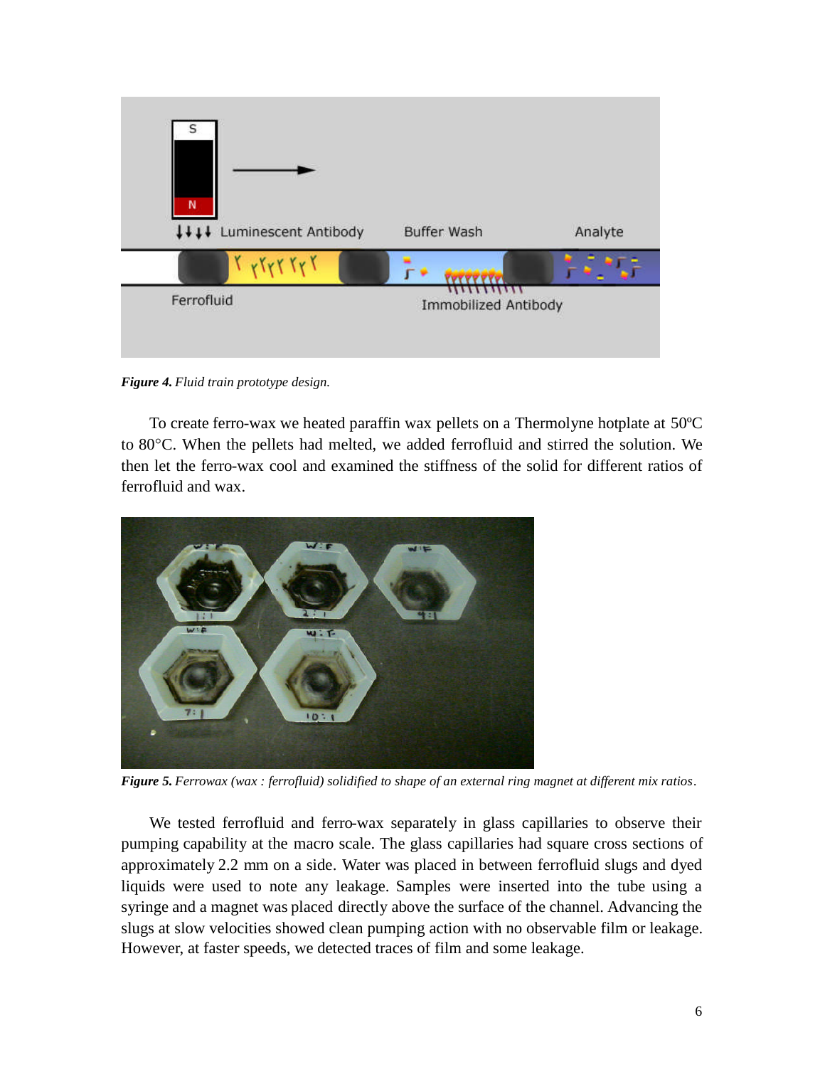***Figure 4.*** *Fluid train prototype design.*

To create ferro-wax we heated paraffin wax pellets on a Thermolyne hotplate at 50ºC to 80°C. When the pellets had melted, we added ferrofluid and stirred the solution. We then let the ferro-wax cool and examined the stiffness of the solid for different ratios of ferrofluid and wax.

***Figure 5.*** *Ferrowax (wax : ferrofluid) solidified to shape of an external ring magnet at different mix ratios*.

We tested ferrofluid and ferro-wax separately in glass capillaries to observe their pumping capability at the macro scale. The glass capillaries had square cross sections of approximately 2.2 mm on a side. Water was placed in between ferrofluid slugs and dyed liquids were used to note any leakage. Samples were inserted into the tube using a syringe and a magnet was placed directly above the surface of the channel. Advancing the slugs at slow velocities showed clean pumping action with no observable film or leakage. However, at faster speeds, we detected traces of film and some leakage.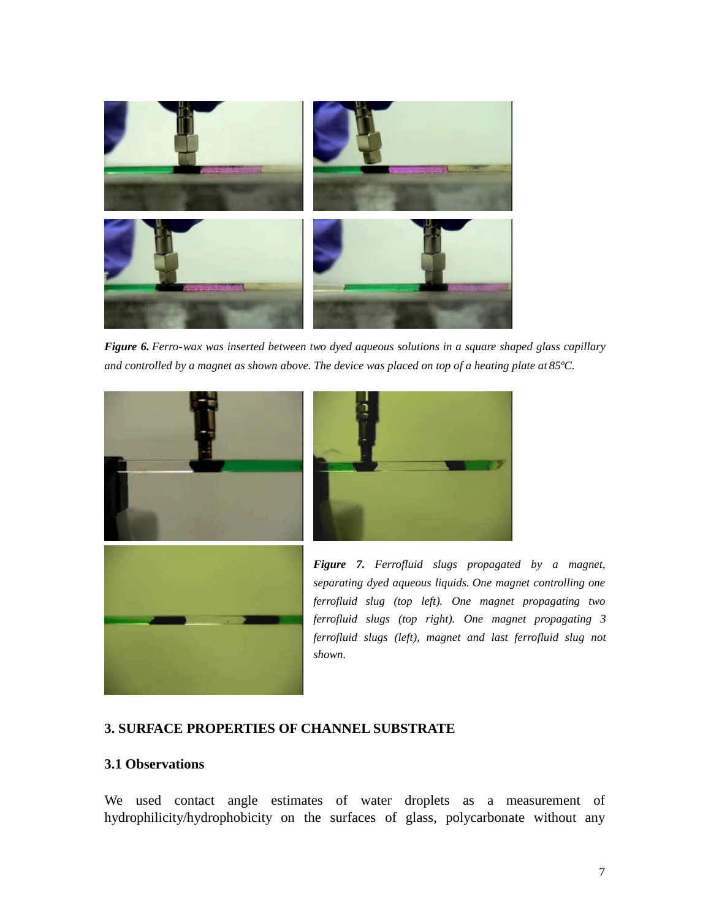*Figure 6. Ferro-wax was inserted between two dyed aqueous solutions in a square shaped glass capillary and controlled by a magnet as shown above. The device was placed on top of a heating plate at 85ºC.*

*Figure 7. Ferrofluid slugs propagated by a magnet, separating dyed aqueous liquids. One magnet controlling one ferrofluid slug (top left). One magnet propagating two ferrofluid slugs (top right). One magnet propagating 3 ferrofluid slugs (left), magnet and last ferrofluid slug not shown.*

## 3. SURFACE PROPERTIES OF CHANNEL SUBSTRATE

### 3.1 Observations

We used contact angle estimates of water droplets as a measurement of hydrophilicity/hydrophobicity on the surfaces of glass, polycarbonate without any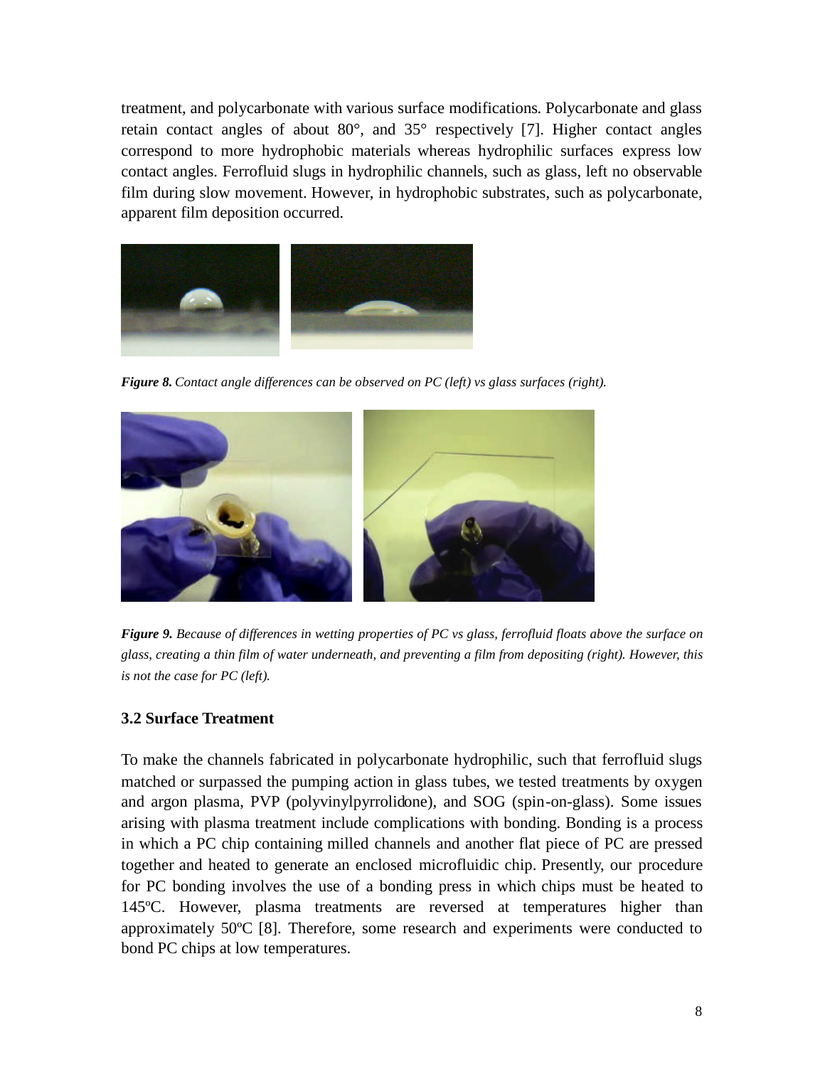treatment, and polycarbonate with various surface modifications. Polycarbonate and glass retain contact angles of about 80°, and 35° respectively [7]. Higher contact angles correspond to more hydrophobic materials whereas hydrophilic surfaces express low contact angles. Ferrofluid slugs in hydrophilic channels, such as glass, left no observable film during slow movement. However, in hydrophobic substrates, such as polycarbonate, apparent film deposition occurred.

***Figure 8.*** *Contact angle differences can be observed on PC (left) vs glass surfaces (right).*

***Figure 9.*** *Because of differences in wetting properties of PC vs glass, ferrofluid floats above the surface on glass, creating a thin film of water underneath, and preventing a film from depositing (right). However, this is not the case for PC (left).*

### 3.2 Surface Treatment

To make the channels fabricated in polycarbonate hydrophilic, such that ferrofluid slugs matched or surpassed the pumping action in glass tubes, we tested treatments by oxygen and argon plasma, PVP (polyvinylpyrrolidone), and SOG (spin-on-glass). Some issues arising with plasma treatment include complications with bonding. Bonding is a process in which a PC chip containing milled channels and another flat piece of PC are pressed together and heated to generate an enclosed microfluidic chip. Presently, our procedure for PC bonding involves the use of a bonding press in which chips must be heated to 145ºC. However, plasma treatments are reversed at temperatures higher than approximately 50ºC [8]. Therefore, some research and experiments were conducted to bond PC chips at low temperatures.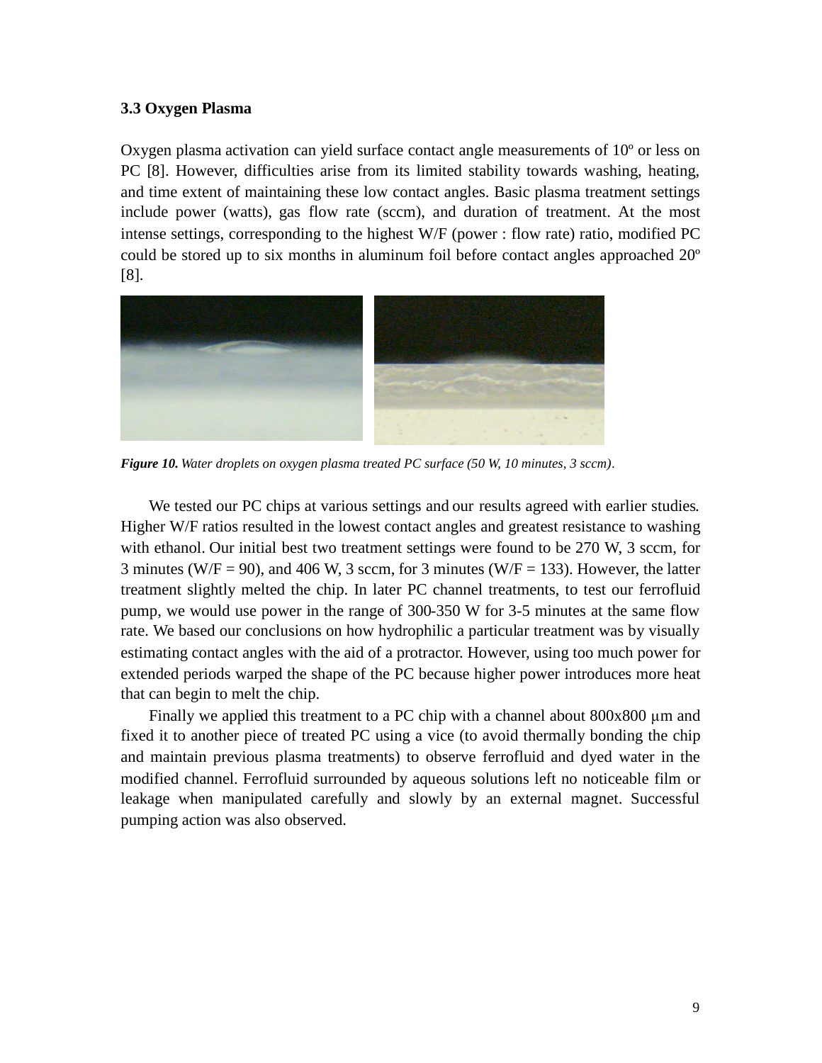### 3.3 Oxygen Plasma

Oxygen plasma activation can yield surface contact angle measurements of 10º or less on PC [8]. However, difficulties arise from its limited stability towards washing, heating, and time extent of maintaining these low contact angles. Basic plasma treatment settings include power (watts), gas flow rate (sccm), and duration of treatment. At the most intense settings, corresponding to the highest W/F (power : flow rate) ratio, modified PC could be stored up to six months in aluminum foil before contact angles approached 20º [8].

***Figure 10.*** *Water droplets on oxygen plasma treated PC surface (50 W, 10 minutes, 3 sccm).*

We tested our PC chips at various settings and our results agreed with earlier studies. Higher W/F ratios resulted in the lowest contact angles and greatest resistance to washing with ethanol. Our initial best two treatment settings were found to be 270 W, 3 sccm, for 3 minutes (W/F = 90), and 406 W, 3 sccm, for 3 minutes (W/F = 133). However, the latter treatment slightly melted the chip. In later PC channel treatments, to test our ferrofluid pump, we would use power in the range of 300-350 W for 3-5 minutes at the same flow rate. We based our conclusions on how hydrophilic a particular treatment was by visually estimating contact angles with the aid of a protractor. However, using too much power for extended periods warped the shape of the PC because higher power introduces more heat that can begin to melt the chip.

Finally we applied this treatment to a PC chip with a channel about 800x800 μm and fixed it to another piece of treated PC using a vice (to avoid thermally bonding the chip and maintain previous plasma treatments) to observe ferrofluid and dyed water in the modified channel. Ferrofluid surrounded by aqueous solutions left no noticeable film or leakage when manipulated carefully and slowly by an external magnet. Successful pumping action was also observed.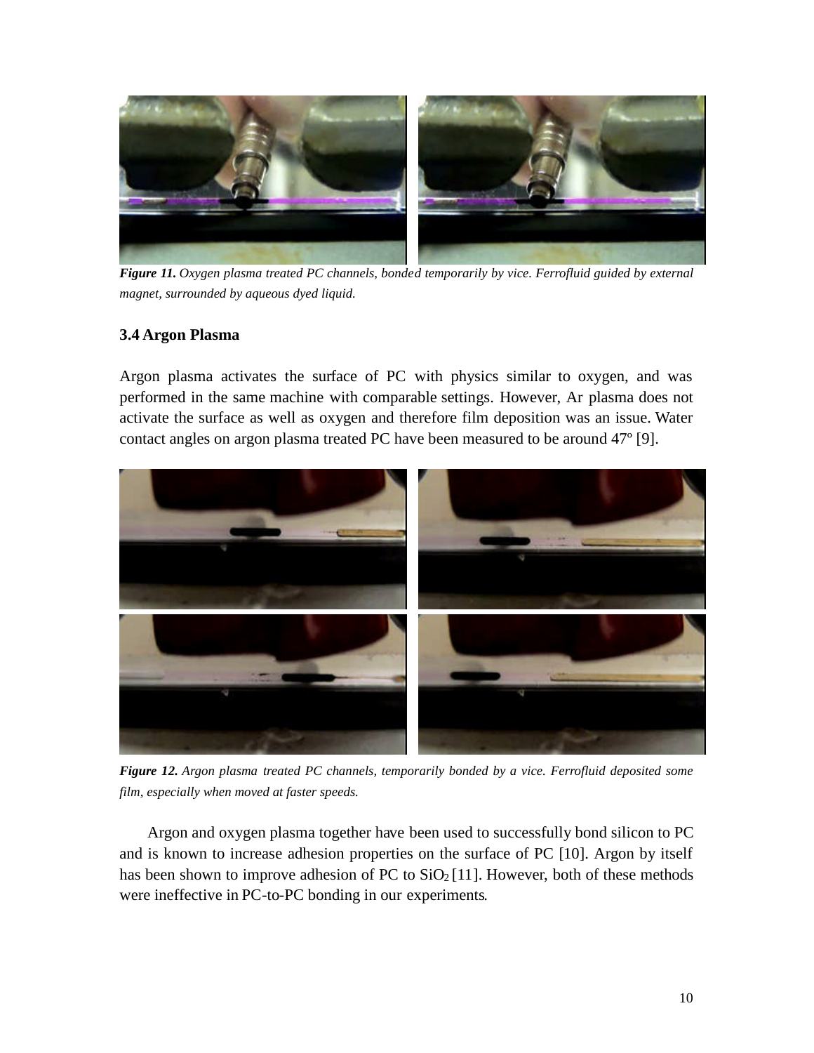***Figure 11.*** *Oxygen plasma treated PC channels, bonded temporarily by vice. Ferrofluid guided by external magnet, surrounded by aqueous dyed liquid.*

### 3.4 Argon Plasma

Argon plasma activates the surface of PC with physics similar to oxygen, and was performed in the same machine with comparable settings. However, Ar plasma does not activate the surface as well as oxygen and therefore film deposition was an issue. Water contact angles on argon plasma treated PC have been measured to be around 47º [9].

***Figure 12.*** *Argon plasma treated PC channels, temporarily bonded by a vice. Ferrofluid deposited some film, especially when moved at faster speeds.*

Argon and oxygen plasma together have been used to successfully bond silicon to PC and is known to increase adhesion properties on the surface of PC [10]. Argon by itself has been shown to improve adhesion of PC to $SiO_2$ [11]. However, both of these methods were ineffective in PC-to-PC bonding in our experiments.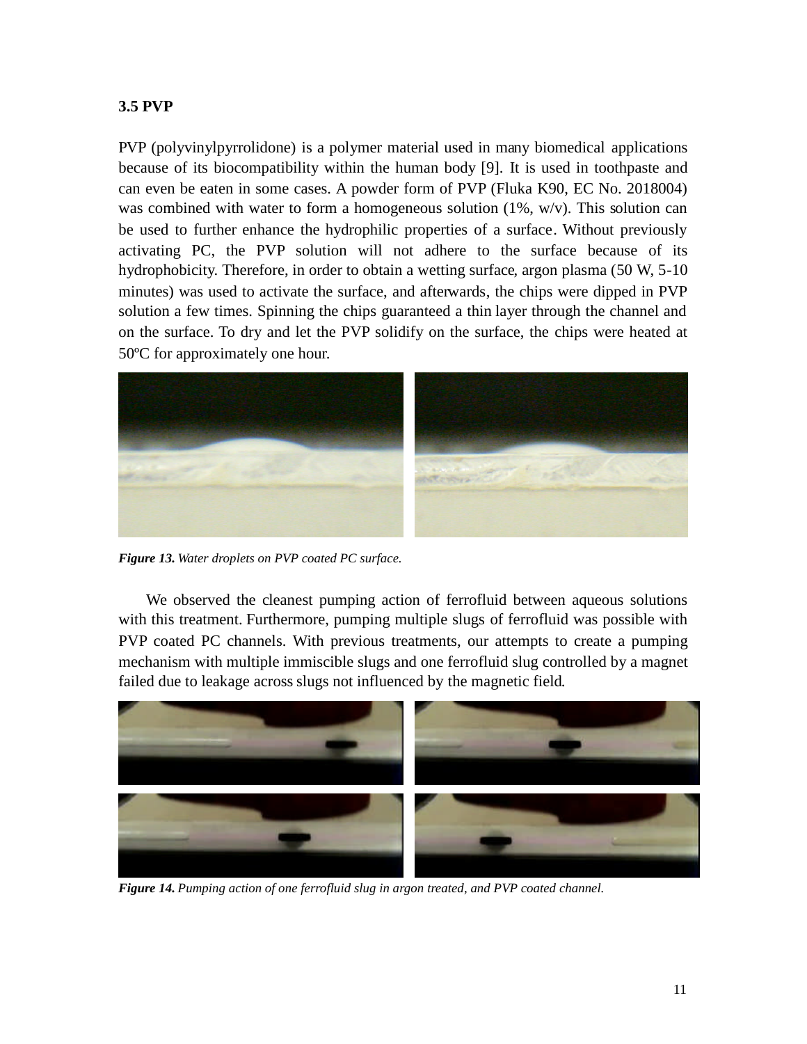### 3.5 PVP

PVP (polyvinylpyrrolidone) is a polymer material used in many biomedical applications because of its biocompatibility within the human body [9]. It is used in toothpaste and can even be eaten in some cases. A powder form of PVP (Fluka K90, EC No. 2018004) was combined with water to form a homogeneous solution (1%, w/v). This solution can be used to further enhance the hydrophilic properties of a surface. Without previously activating PC, the PVP solution will not adhere to the surface because of its hydrophobicity. Therefore, in order to obtain a wetting surface, argon plasma (50 W, 5-10 minutes) was used to activate the surface, and afterwards, the chips were dipped in PVP solution a few times. Spinning the chips guaranteed a thin layer through the channel and on the surface. To dry and let the PVP solidify on the surface, the chips were heated at 50ºC for approximately one hour.

***Figure 13.*** *Water droplets on PVP coated PC surface.*

We observed the cleanest pumping action of ferrofluid between aqueous solutions with this treatment. Furthermore, pumping multiple slugs of ferrofluid was possible with PVP coated PC channels. With previous treatments, our attempts to create a pumping mechanism with multiple immiscible slugs and one ferrofluid slug controlled by a magnet failed due to leakage across slugs not influenced by the magnetic field.

***Figure 14.*** *Pumping action of one ferrofluid slug in argon treated, and PVP coated channel.*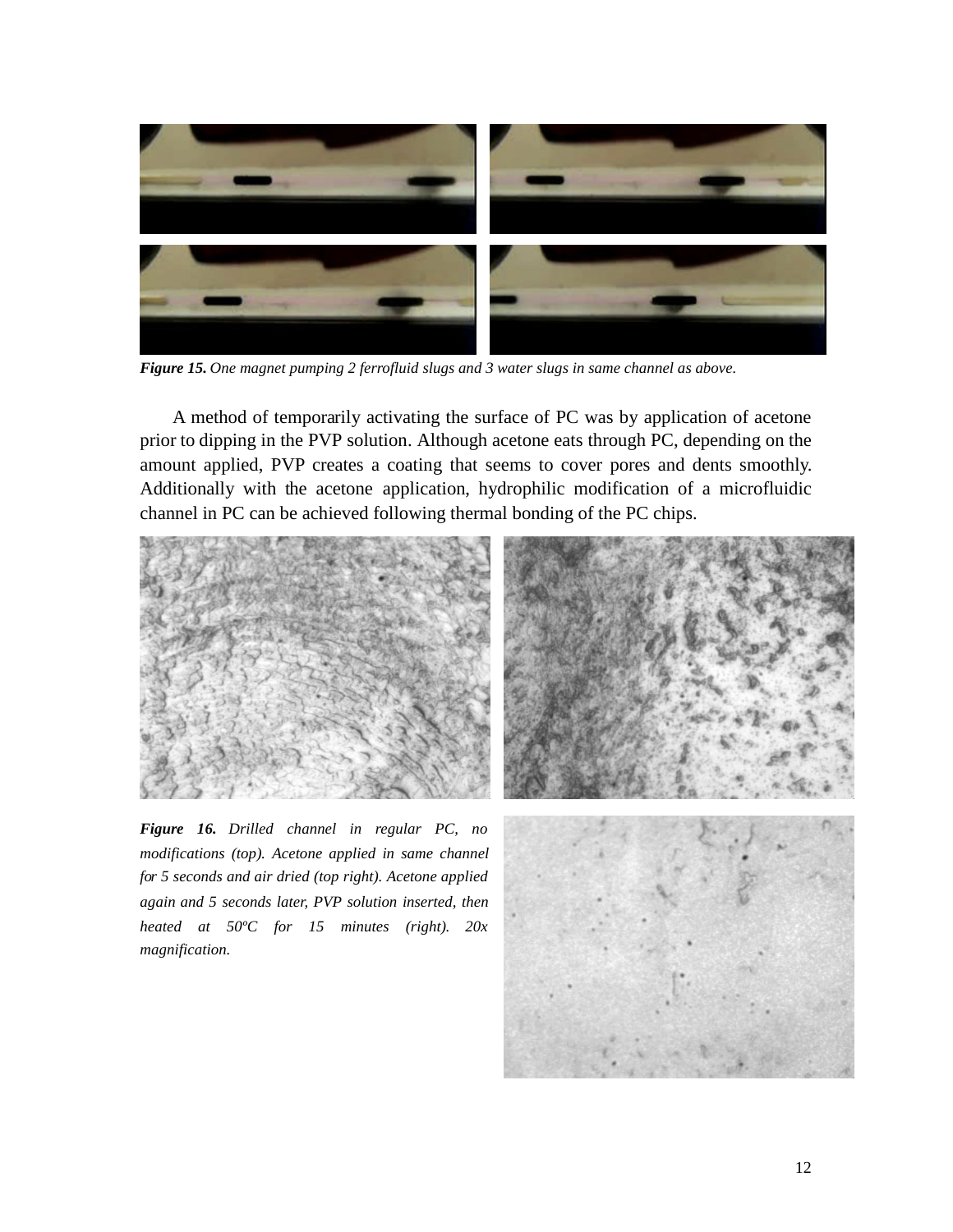*Figure 15. One magnet pumping 2 ferrofluid slugs and 3 water slugs in same channel as above.*

A method of temporarily activating the surface of PC was by application of acetone prior to dipping in the PVP solution. Although acetone eats through PC, depending on the amount applied, PVP creates a coating that seems to cover pores and dents smoothly. Additionally with the acetone application, hydrophilic modification of a microfluidic channel in PC can be achieved following thermal bonding of the PC chips.

***Figure 16.*** *Drilled channel in regular PC, no modifications (top). Acetone applied in same channel for 5 seconds and air dried (top right). Acetone applied again and 5 seconds later, PVP solution inserted, then heated at 50ºC for 15 minutes (right). 20x magnification.*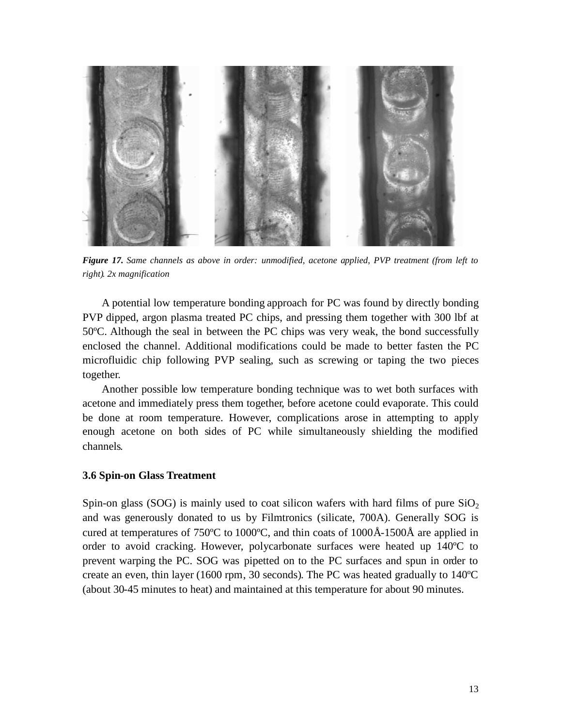***Figure 17.*** *Same channels as above in order: unmodified, acetone applied, PVP treatment (from left to right). 2x magnification*

A potential low temperature bonding approach for PC was found by directly bonding PVP dipped, argon plasma treated PC chips, and pressing them together with 300 lbf at 50ºC. Although the seal in between the PC chips was very weak, the bond successfully enclosed the channel. Additional modifications could be made to better fasten the PC microfluidic chip following PVP sealing, such as screwing or taping the two pieces together.

Another possible low temperature bonding technique was to wet both surfaces with acetone and immediately press them together, before acetone could evaporate. This could be done at room temperature. However, complications arose in attempting to apply enough acetone on both sides of PC while simultaneously shielding the modified channels.

### 3.6 Spin-on Glass Treatment

Spin-on glass (SOG) is mainly used to coat silicon wafers with hard films of pure $SiO_2$ and was generously donated to us by Filmtronics (silicate, 700A). Generally SOG is cured at temperatures of 750ºC to 1000ºC, and thin coats of 1000Å-1500Å are applied in order to avoid cracking. However, polycarbonate surfaces were heated up 140ºC to prevent warping the PC. SOG was pipetted on to the PC surfaces and spun in order to create an even, thin layer (1600 rpm, 30 seconds). The PC was heated gradually to 140ºC (about 30-45 minutes to heat) and maintained at this temperature for about 90 minutes.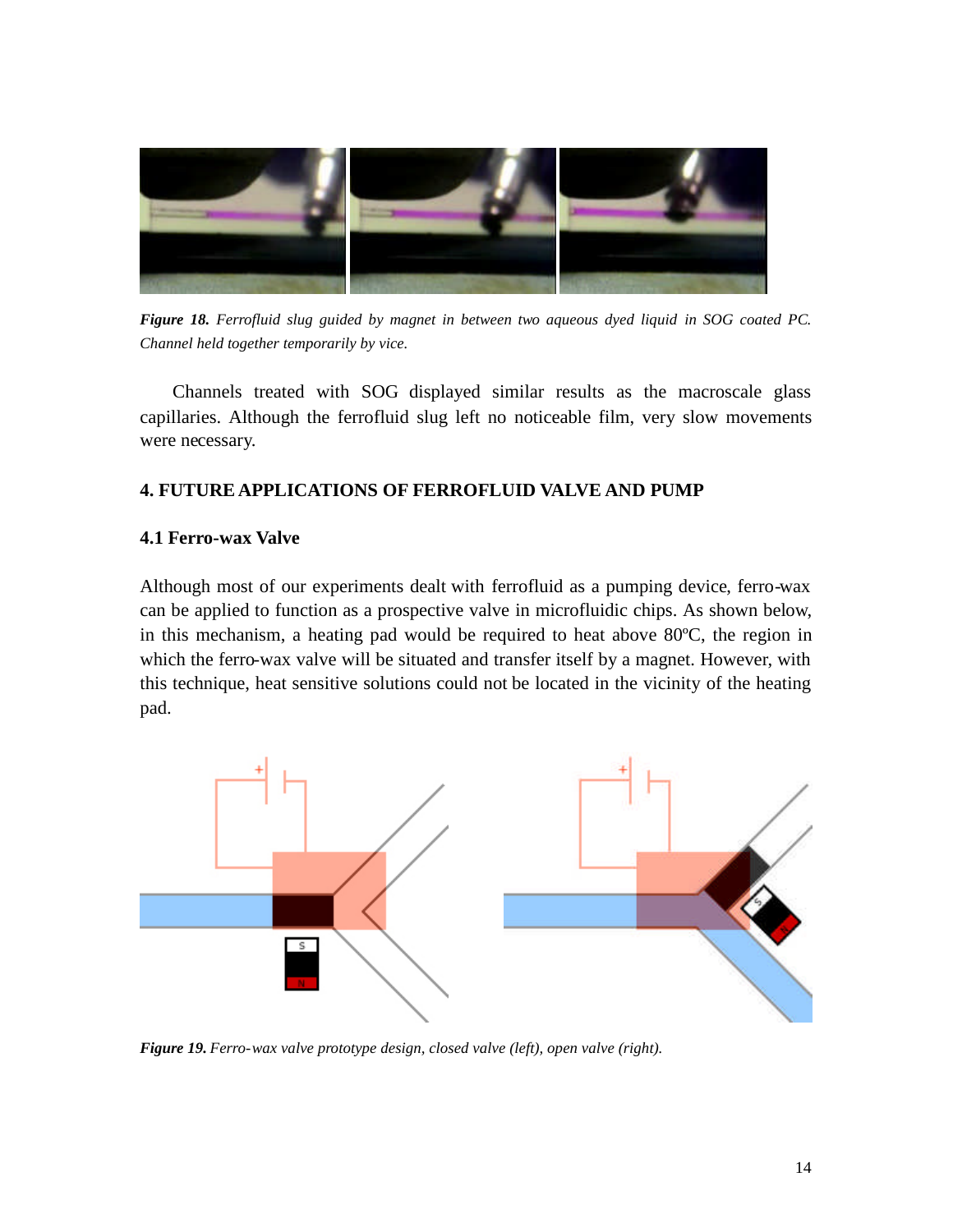*Figure 18. Ferrofluid slug guided by magnet in between two aqueous dyed liquid in SOG coated PC. Channel held together temporarily by vice.*

Channels treated with SOG displayed similar results as the macroscale glass capillaries. Although the ferrofluid slug left no noticeable film, very slow movements were necessary.

## 4. FUTURE APPLICATIONS OF FERROFLUID VALVE AND PUMP

### 4.1 Ferro-wax Valve

Although most of our experiments dealt with ferrofluid as a pumping device, ferro-wax can be applied to function as a prospective valve in microfluidic chips. As shown below, in this mechanism, a heating pad would be required to heat above 80ºC, the region in which the ferro-wax valve will be situated and transfer itself by a magnet. However, with this technique, heat sensitive solutions could not be located in the vicinity of the heating pad.

*Figure 19. Ferro-wax valve prototype design, closed valve (left), open valve (right).*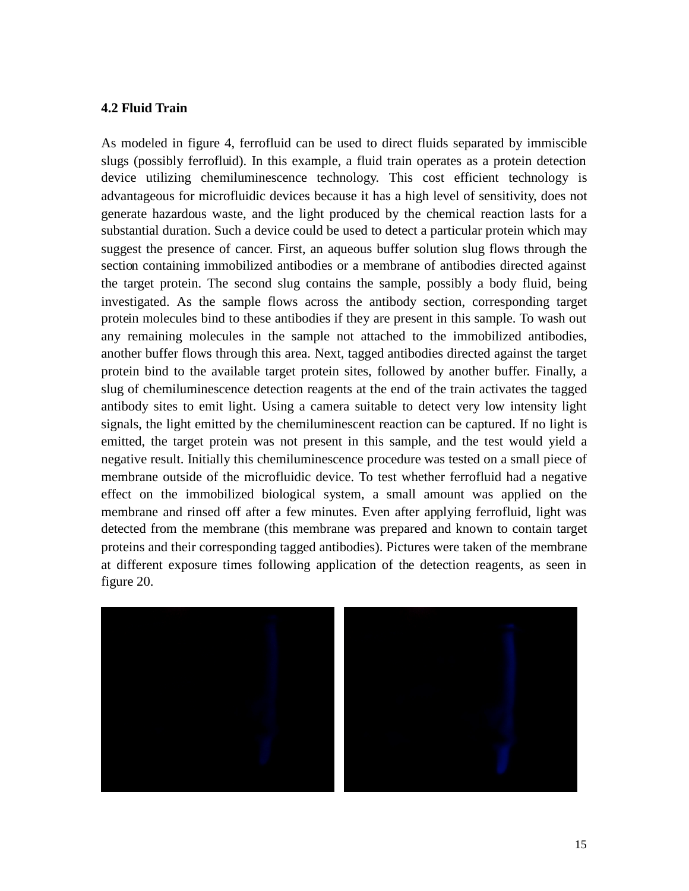**4.2 Fluid Train**

As modeled in figure 4, ferrofluid can be used to direct fluids separated by immiscible slugs (possibly ferrofluid). In this example, a fluid train operates as a protein detection device utilizing chemiluminescence technology. This cost efficient technology is advantageous for microfluidic devices because it has a high level of sensitivity, does not generate hazardous waste, and the light produced by the chemical reaction lasts for a substantial duration. Such a device could be used to detect a particular protein which may suggest the presence of cancer. First, an aqueous buffer solution slug flows through the section containing immobilized antibodies or a membrane of antibodies directed against the target protein. The second slug contains the sample, possibly a body fluid, being investigated. As the sample flows across the antibody section, corresponding target protein molecules bind to these antibodies if they are present in this sample. To wash out any remaining molecules in the sample not attached to the immobilized antibodies, another buffer flows through this area. Next, tagged antibodies directed against the target protein bind to the available target protein sites, followed by another buffer. Finally, a slug of chemiluminescence detection reagents at the end of the train activates the tagged antibody sites to emit light. Using a camera suitable to detect very low intensity light signals, the light emitted by the chemiluminescent reaction can be captured. If no light is emitted, the target protein was not present in this sample, and the test would yield a negative result. Initially this chemiluminescence procedure was tested on a small piece of membrane outside of the microfluidic device. To test whether ferrofluid had a negative effect on the immobilized biological system, a small amount was applied on the membrane and rinsed off after a few minutes. Even after applying ferrofluid, light was detected from the membrane (this membrane was prepared and known to contain target proteins and their corresponding tagged antibodies). Pictures were taken of the membrane at different exposure times following application of the detection reagents, as seen in figure 20.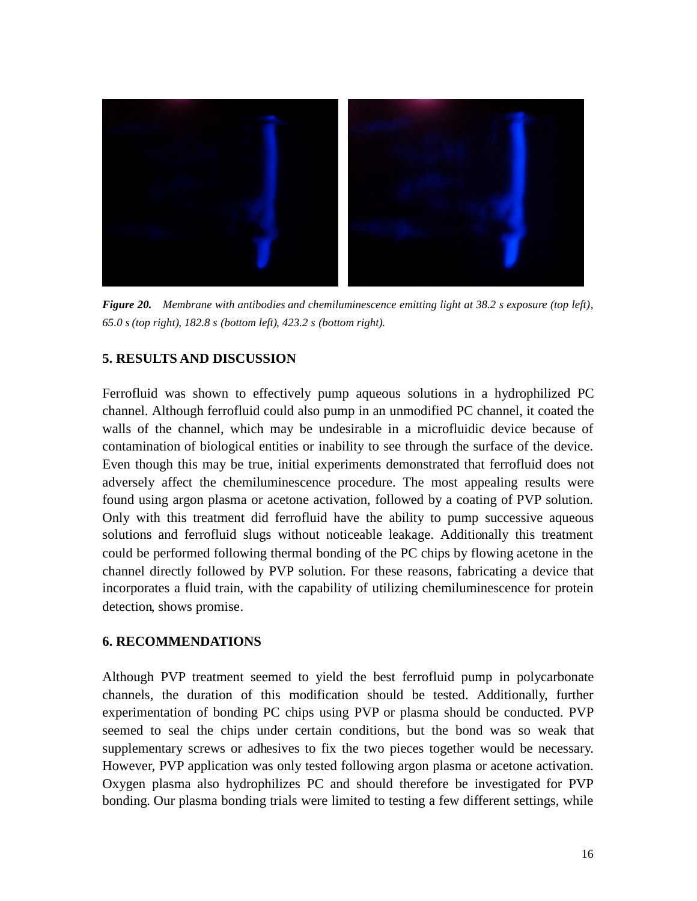*Figure 20. Membrane with antibodies and chemiluminescence emitting light at 38.2 s exposure (top left), 65.0 s (top right), 182.8 s (bottom left), 423.2 s (bottom right).*

## 5. RESULTS AND DISCUSSION

Ferrofluid was shown to effectively pump aqueous solutions in a hydrophilized PC channel. Although ferrofluid could also pump in an unmodified PC channel, it coated the walls of the channel, which may be undesirable in a microfluidic device because of contamination of biological entities or inability to see through the surface of the device. Even though this may be true, initial experiments demonstrated that ferrofluid does not adversely affect the chemiluminescence procedure. The most appealing results were found using argon plasma or acetone activation, followed by a coating of PVP solution. Only with this treatment did ferrofluid have the ability to pump successive aqueous solutions and ferrofluid slugs without noticeable leakage. Additionally this treatment could be performed following thermal bonding of the PC chips by flowing acetone in the channel directly followed by PVP solution. For these reasons, fabricating a device that incorporates a fluid train, with the capability of utilizing chemiluminescence for protein detection, shows promise.

## 6. RECOMMENDATIONS

Although PVP treatment seemed to yield the best ferrofluid pump in polycarbonate channels, the duration of this modification should be tested. Additionally, further experimentation of bonding PC chips using PVP or plasma should be conducted. PVP seemed to seal the chips under certain conditions, but the bond was so weak that supplementary screws or adhesives to fix the two pieces together would be necessary. However, PVP application was only tested following argon plasma or acetone activation. Oxygen plasma also hydrophilizes PC and should therefore be investigated for PVP bonding. Our plasma bonding trials were limited to testing a few different settings, while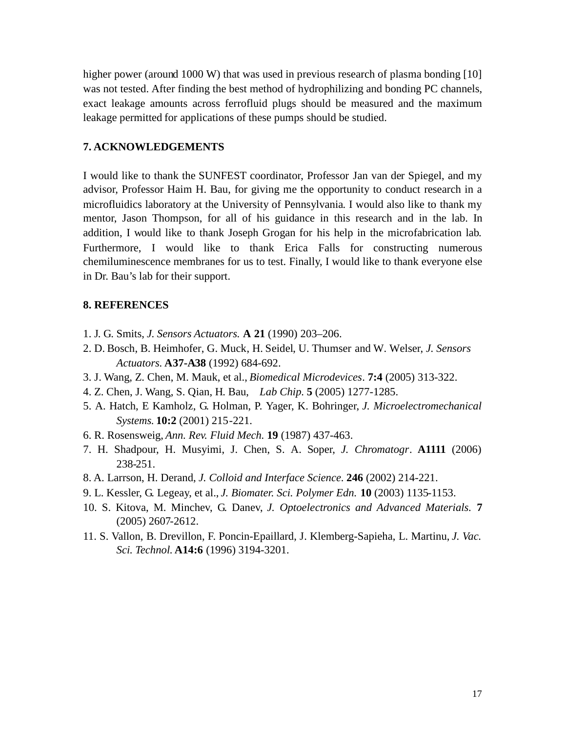higher power (around 1000 W) that was used in previous research of plasma bonding [10] was not tested. After finding the best method of hydrophilizing and bonding PC channels, exact leakage amounts across ferrofluid plugs should be measured and the maximum leakage permitted for applications of these pumps should be studied.

## 7. ACKNOWLEDGEMENTS

I would like to thank the SUNFEST coordinator, Professor Jan van der Spiegel, and my advisor, Professor Haim H. Bau, for giving me the opportunity to conduct research in a microfluidics laboratory at the University of Pennsylvania. I would also like to thank my mentor, Jason Thompson, for all of his guidance in this research and in the lab. In addition, I would like to thank Joseph Grogan for his help in the microfabrication lab. Furthermore, I would like to thank Erica Falls for constructing numerous chemiluminescence membranes for us to test. Finally, I would like to thank everyone else in Dr. Bau's lab for their support.

## 8. REFERENCES

1. J. G. Smits, *J. Sensors Actuators.* **A 21** (1990) 203–206.
2. D. Bosch, B. Heimhofer, G. Muck, H. Seidel, U. Thumser and W. Welser, *J. Sensors Actuators.* **A37-A38** (1992) 684-692.
3. J. Wang, Z. Chen, M. Mauk, et al., *Biomedical Microdevices*. **7:4** (2005) 313-322.
4. Z. Chen, J. Wang, S. Qian, H. Bau, *Lab Chip.* **5** (2005) 1277-1285.
5. A. Hatch, E Kamholz, G. Holman, P. Yager, K. Bohringer, *J. Microelectromechanical Systems.* **10:2** (2001) 215-221.
6. R. Rosensweig, *Ann. Rev. Fluid Mech.* **19** (1987) 437-463.
7. H. Shadpour, H. Musyimi, J. Chen, S. A. Soper, *J. Chromatogr*. **A1111** (2006) 238-251.
8. A. Larrson, H. Derand, *J. Colloid and Interface Science.* **246** (2002) 214-221.
9. L. Kessler, G. Legeay, et al., *J. Biomater. Sci. Polymer Edn.* **10** (2003) 1135-1153.
10. S. Kitova, M. Minchev, G. Danev, *J. Optoelectronics and Advanced Materials.* **7** (2005) 2607-2612.
11. S. Vallon, B. Drevillon, F. Poncin-Epaillard, J. Klemberg-Sapieha, L. Martinu, *J. Vac. Sci. Technol.* **A14:6** (1996) 3194-3201.